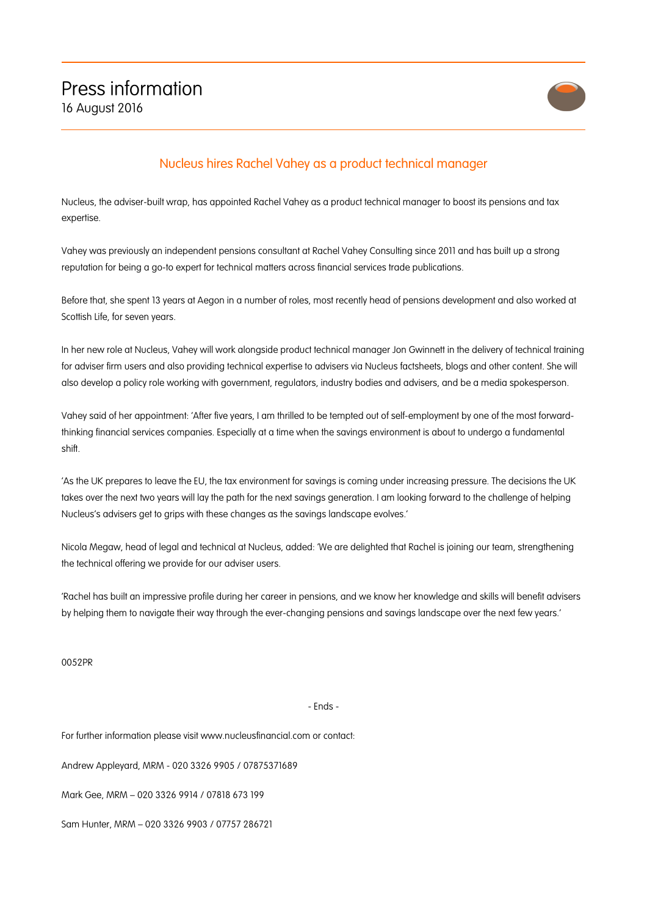# Press information

16 August 2016

## Nucleus hires Rachel Vahey as a product technical manager

Nucleus, the adviser-built wrap, has appointed Rachel Vahey as a product technical manager to boost its pensions and tax expertise.

Vahey was previously an independent pensions consultant at Rachel Vahey Consulting since 2011 and has built up a strong reputation for being a go-to expert for technical matters across financial services trade publications.

Before that, she spent 13 years at Aegon in a number of roles, most recently head of pensions development and also worked at Scottish Life, for seven years.

In her new role at Nucleus, Vahey will work alongside product technical manager Jon Gwinnett in the delivery of technical training for adviser firm users and also providing technical expertise to advisers via Nucleus factsheets, blogs and other content. She will also develop a policy role working with government, regulators, industry bodies and advisers, and be a media spokesperson.

Vahey said of her appointment: 'After five years, I am thrilled to be tempted out of self-employment by one of the most forward-thinking financial services companies. Especially at a time when the savings environment is about to undergo a fundamental shift.

'As the UK prepares to leave the EU, the tax environment for savings is coming under increasing pressure. The decisions the UK takes over the next two years will lay the path for the next savings generation. I am looking forward to the challenge of helping Nucleus's advisers get to grips with these changes as the savings landscape evolves.'

Nicola Megaw, head of legal and technical at Nucleus, added: 'We are delighted that Rachel is joining our team, strengthening the technical offering we provide for our adviser users.

'Rachel has built an impressive profile during her career in pensions, and we know her knowledge and skills will benefit advisers by helping them to navigate their way through the ever-changing pensions and savings landscape over the next few years.'

0052PR

- Ends -

For further information please visit www.nucleusfinancial.com or contact:

Andrew Appleyard, MRM - 020 3326 9905 / 07875371689

Mark Gee, MRM – 020 3326 9914 / 07818 673 199

Sam Hunter, MRM – 020 3326 9903 / 07757 286721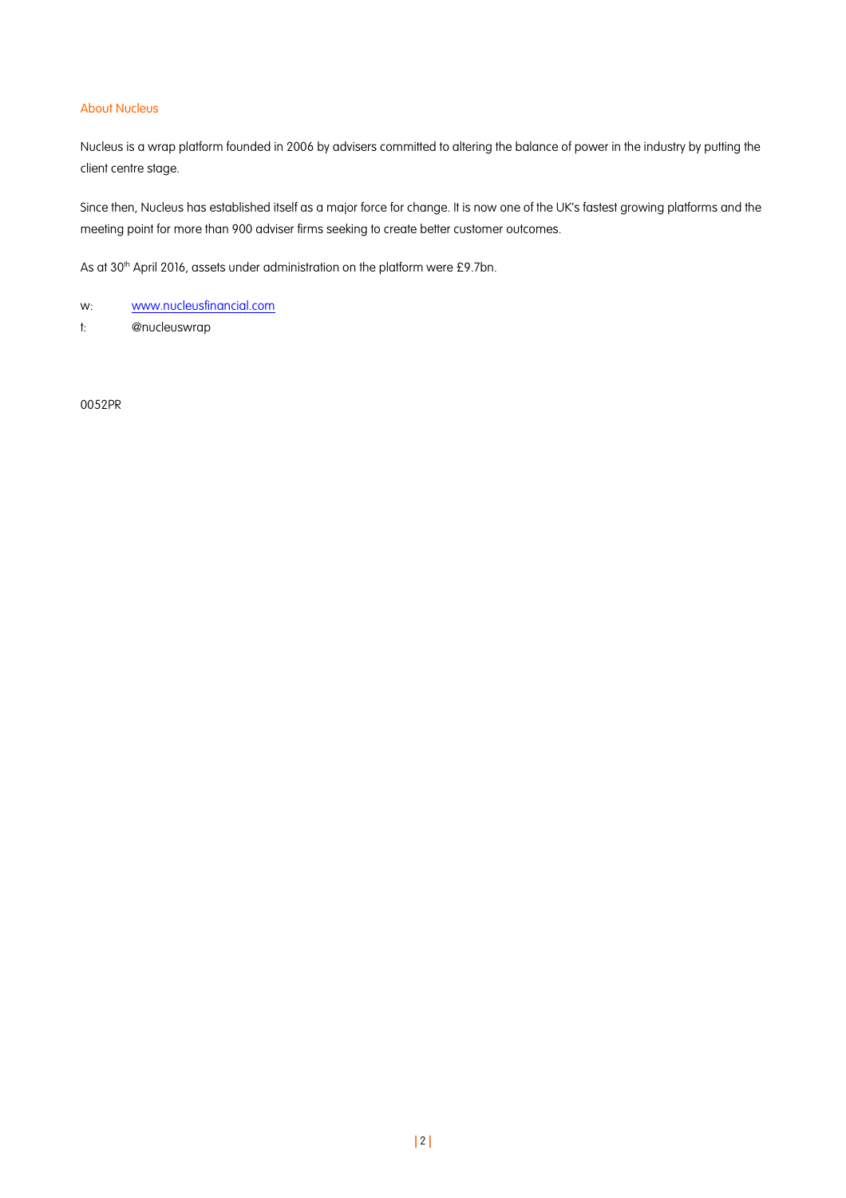## About Nucleus

Nucleus is a wrap platform founded in 2006 by advisers committed to altering the balance of power in the industry by putting the client centre stage.

Since then, Nucleus has established itself as a major force for change. It is now one of the UK's fastest growing platforms and the meeting point for more than 900 adviser firms seeking to create better customer outcomes.

As at 30th April 2016, assets under administration on the platform were £9.7bn.

w: www.nucleusfinancial.com

t: @nucleuswrap

0052PR